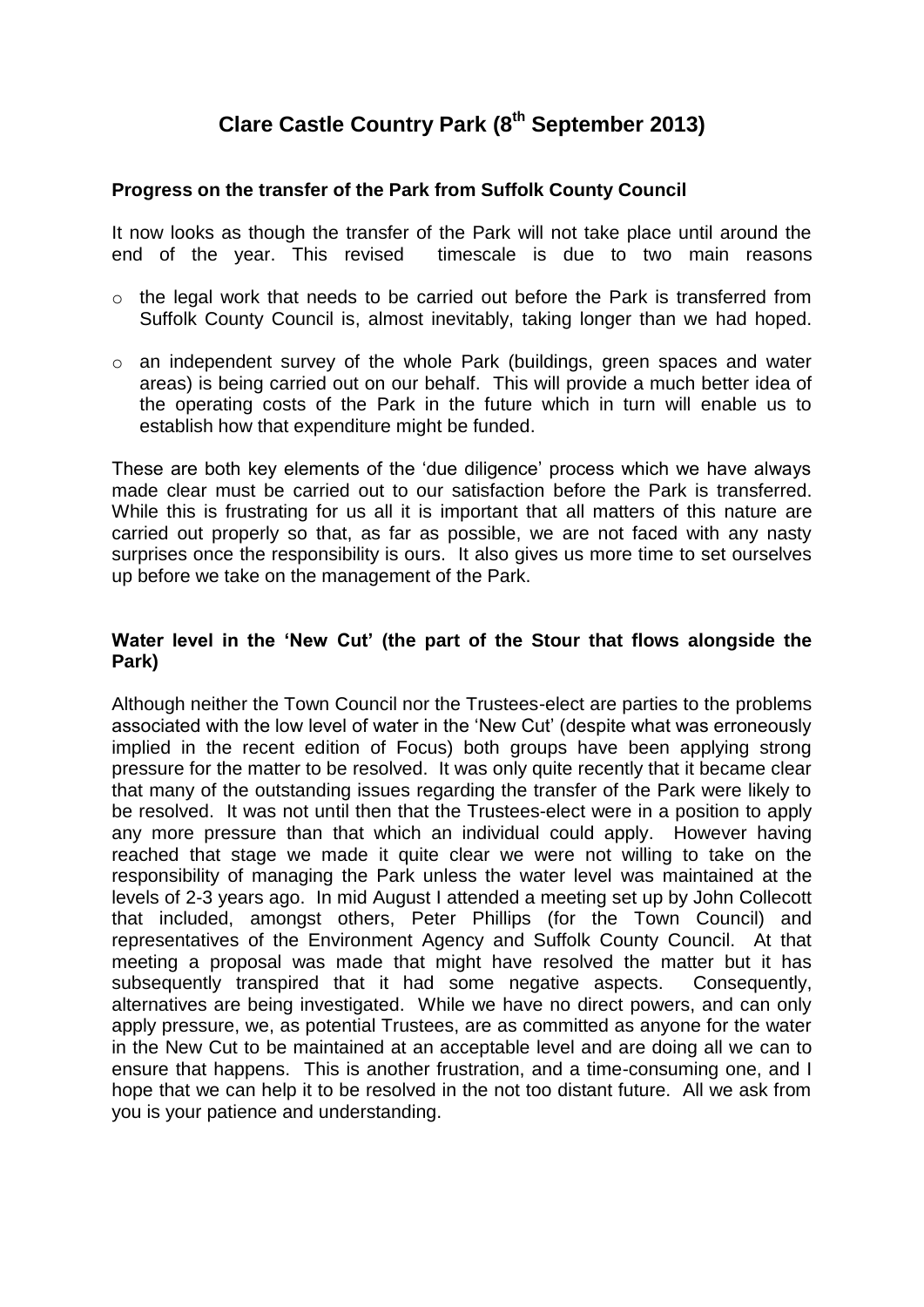# Clare Castle Country Park (8th September 2013)

## Progress on the transfer of the Park from Suffolk County Council

It now looks as though the transfer of the Park will not take place until around the end of the year. This revised timescale is due to two main reasons

- the legal work that needs to be carried out before the Park is transferred from Suffolk County Council is, almost inevitably, taking longer than we had hoped.
- an independent survey of the whole Park (buildings, green spaces and water areas) is being carried out on our behalf. This will provide a much better idea of the operating costs of the Park in the future which in turn will enable us to establish how that expenditure might be funded.

These are both key elements of the 'due diligence' process which we have always made clear must be carried out to our satisfaction before the Park is transferred. While this is frustrating for us all it is important that all matters of this nature are carried out properly so that, as far as possible, we are not faced with any nasty surprises once the responsibility is ours. It also gives us more time to set ourselves up before we take on the management of the Park.

## Water level in the 'New Cut' (the part of the Stour that flows alongside the Park)

Although neither the Town Council nor the Trustees-elect are parties to the problems associated with the low level of water in the 'New Cut' (despite what was erroneously implied in the recent edition of Focus) both groups have been applying strong pressure for the matter to be resolved. It was only quite recently that it became clear that many of the outstanding issues regarding the transfer of the Park were likely to be resolved. It was not until then that the Trustees-elect were in a position to apply any more pressure than that which an individual could apply. However having reached that stage we made it quite clear we were not willing to take on the responsibility of managing the Park unless the water level was maintained at the levels of 2-3 years ago. In mid August I attended a meeting set up by John Collecott that included, amongst others, Peter Phillips (for the Town Council) and representatives of the Environment Agency and Suffolk County Council. At that meeting a proposal was made that might have resolved the matter but it has subsequently transpired that it had some negative aspects. Consequently, alternatives are being investigated. While we have no direct powers, and can only apply pressure, we, as potential Trustees, are as committed as anyone for the water in the New Cut to be maintained at an acceptable level and are doing all we can to ensure that happens. This is another frustration, and a time-consuming one, and I hope that we can help it to be resolved in the not too distant future. All we ask from you is your patience and understanding.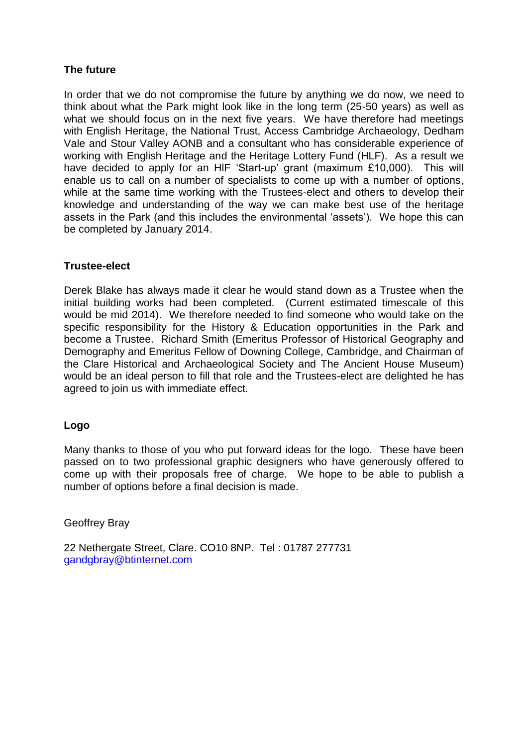**The future**

In order that we do not compromise the future by anything we do now, we need to think about what the Park might look like in the long term (25-50 years) as well as what we should focus on in the next five years. We have therefore had meetings with English Heritage, the National Trust, Access Cambridge Archaeology, Dedham Vale and Stour Valley AONB and a consultant who has considerable experience of working with English Heritage and the Heritage Lottery Fund (HLF). As a result we have decided to apply for an HlF 'Start-up' grant (maximum £10,000). This will enable us to call on a number of specialists to come up with a number of options, while at the same time working with the Trustees-elect and others to develop their knowledge and understanding of the way we can make best use of the heritage assets in the Park (and this includes the environmental 'assets'). We hope this can be completed by January 2014.

**Trustee-elect**

Derek Blake has always made it clear he would stand down as a Trustee when the initial building works had been completed. (Current estimated timescale of this would be mid 2014). We therefore needed to find someone who would take on the specific responsibility for the History & Education opportunities in the Park and become a Trustee. Richard Smith (Emeritus Professor of Historical Geography and Demography and Emeritus Fellow of Downing College, Cambridge, and Chairman of the Clare Historical and Archaeological Society and The Ancient House Museum) would be an ideal person to fill that role and the Trustees-elect are delighted he has agreed to join us with immediate effect.

**Logo**

Many thanks to those of you who put forward ideas for the logo. These have been passed on to two professional graphic designers who have generously offered to come up with their proposals free of charge. We hope to be able to publish a number of options before a final decision is made.

Geoffrey Bray

22 Nethergate Street, Clare. CO10 8NP. Tel : 01787 277731
gandgbray@btinternet.com